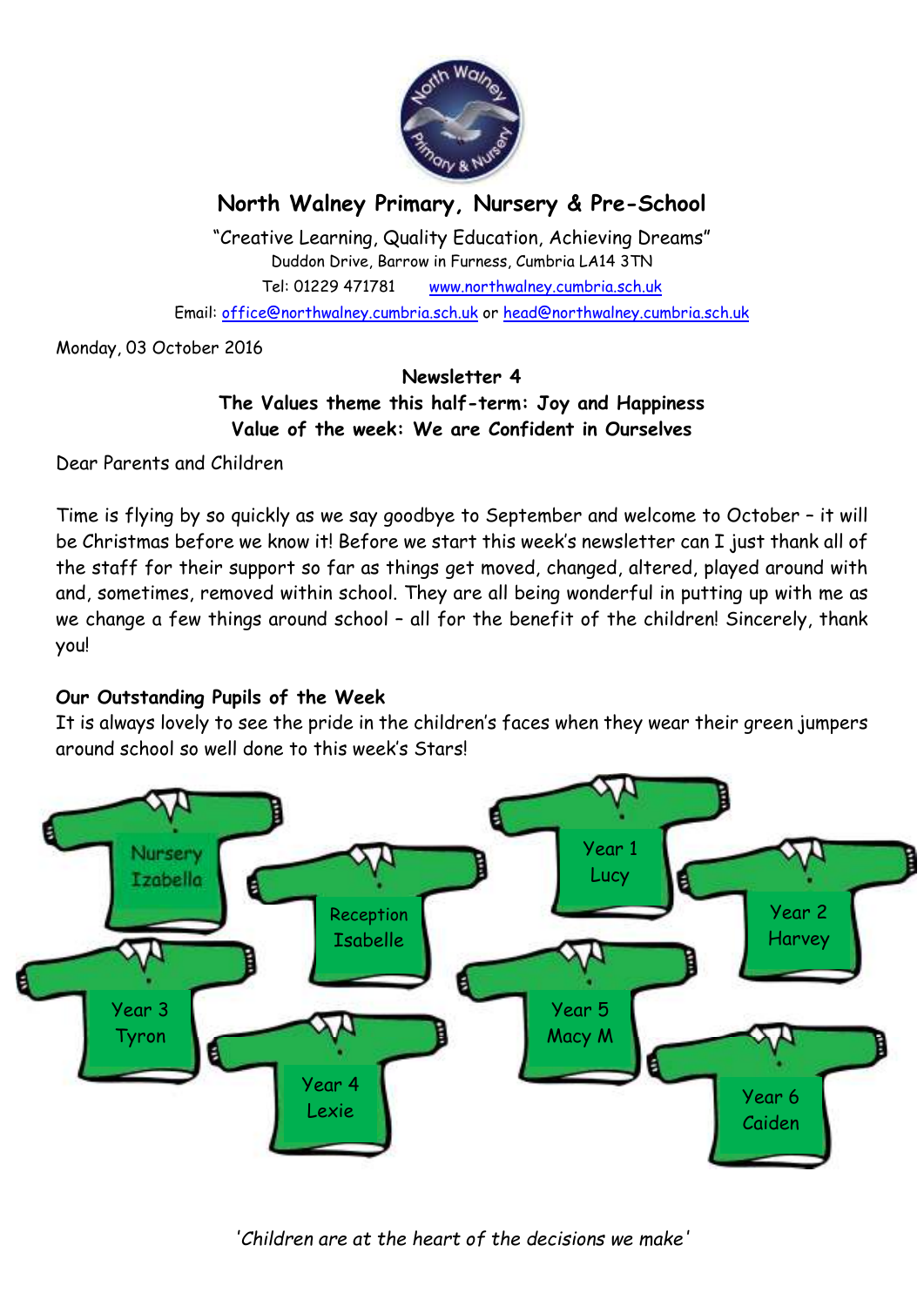# North Walney Primary, Nursery & Pre-School

"Creative Learning, Quality Education, Achieving Dreams"

Duddon Drive, Barrow in Furness, Cumbria LA14 3TN

Tel: 01229 471781 www.northwalney.cumbria.sch.uk

Email: office@northwalney.cumbria.sch.uk or head@northwalney.cumbria.sch.uk

Monday, 03 October 2016

**Newsletter 4**

**The Values theme this half-term: Joy and Happiness**

**Value of the week: We are Confident in Ourselves**

Dear Parents and Children

Time is flying by so quickly as we say goodbye to September and welcome to October – it will be Christmas before we know it! Before we start this week's newsletter can I just thank all of the staff for their support so far as things get moved, changed, altered, played around with and, sometimes, removed within school. They are all being wonderful in putting up with me as we change a few things around school – all for the benefit of the children! Sincerely, thank you!

### Our Outstanding Pupils of the Week

It is always lovely to see the pride in the children's faces when they wear their green jumpers around school so well done to this week's Stars!

Nursery Izabella

Reception Isabelle

Year 1 Lucy

Year 2 Harvey

Year 3 Tyron

Year 4 Lexie

Year 5 Macy M

Year 6 Caiden

*'Children are at the heart of the decisions we make'*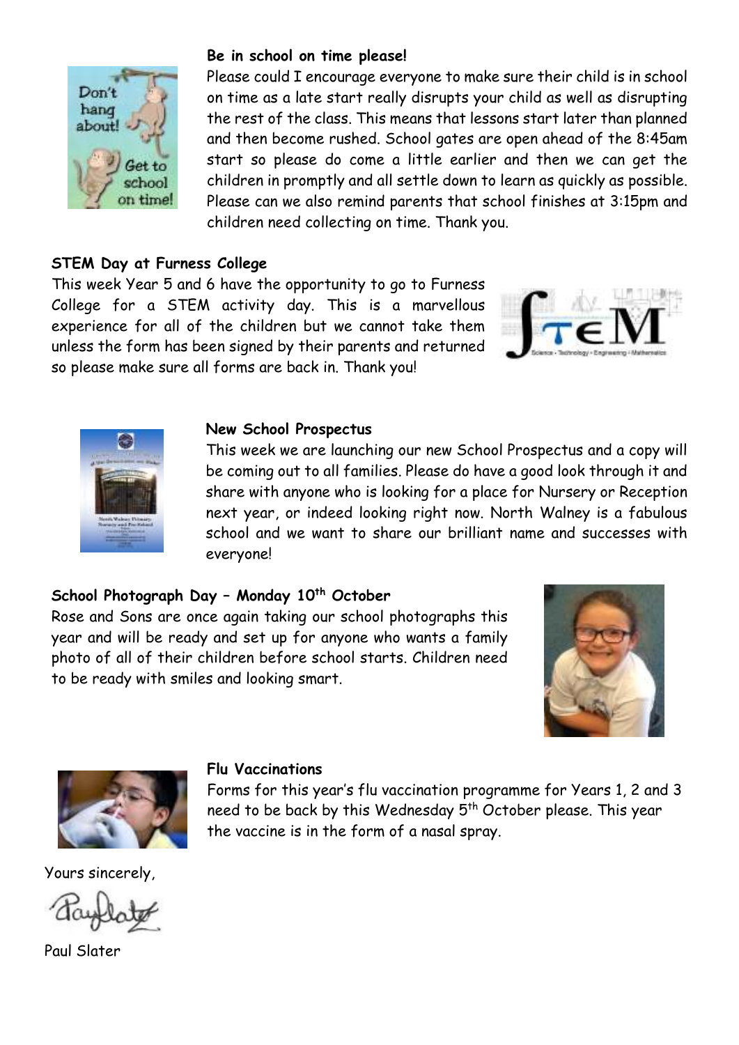**Be in school on time please!**

Please could I encourage everyone to make sure their child is in school on time as a late start really disrupts your child as well as disrupting the rest of the class. This means that lessons start later than planned and then become rushed. School gates are open ahead of the 8:45am start so please do come a little earlier and then we can get the children in promptly and all settle down to learn as quickly as possible. Please can we also remind parents that school finishes at 3:15pm and children need collecting on time. Thank you.

**STEM Day at Furness College**

This week Year 5 and 6 have the opportunity to go to Furness College for a STEM activity day. This is a marvellous experience for all of the children but we cannot take them unless the form has been signed by their parents and returned so please make sure all forms are back in. Thank you!

**New School Prospectus**

This week we are launching our new School Prospectus and a copy will be coming out to all families. Please do have a good look through it and share with anyone who is looking for a place for Nursery or Reception next year, or indeed looking right now. North Walney is a fabulous school and we want to share our brilliant name and successes with everyone!

**School Photograph Day – Monday 10th October**

Rose and Sons are once again taking our school photographs this year and will be ready and set up for anyone who wants a family photo of all of their children before school starts. Children need to be ready with smiles and looking smart.

**Flu Vaccinations**

Forms for this year's flu vaccination programme for Years 1, 2 and 3 need to be back by this Wednesday 5th October please. This year the vaccine is in the form of a nasal spray.

Yours sincerely,

Paul Slater